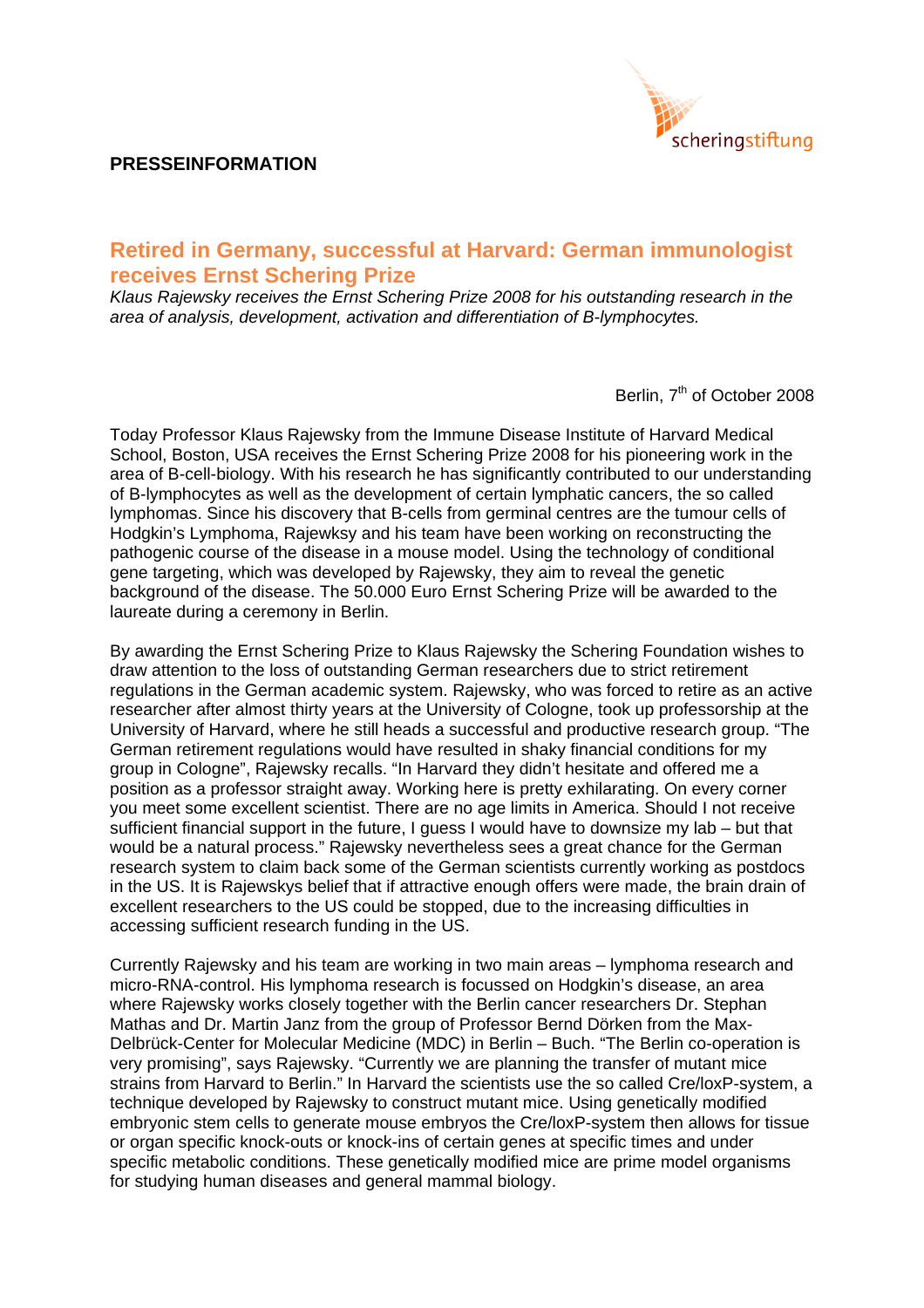**PRESSEINFORMATION**

## Retired in Germany, successful at Harvard: German immunologist receives Ernst Schering Prize

*Klaus Rajewsky receives the Ernst Schering Prize 2008 for his outstanding research in the area of analysis, development, activation and differentiation of B-lymphocytes.*

Berlin, 7th of October 2008

Today Professor Klaus Rajewsky from the Immune Disease Institute of Harvard Medical School, Boston, USA receives the Ernst Schering Prize 2008 for his pioneering work in the area of B-cell-biology. With his research he has significantly contributed to our understanding of B-lymphocytes as well as the development of certain lymphatic cancers, the so called lymphomas. Since his discovery that B-cells from germinal centres are the tumour cells of Hodgkin's Lymphoma, Rajewksy and his team have been working on reconstructing the pathogenic course of the disease in a mouse model. Using the technology of conditional gene targeting, which was developed by Rajewsky, they aim to reveal the genetic background of the disease. The 50.000 Euro Ernst Schering Prize will be awarded to the laureate during a ceremony in Berlin.

By awarding the Ernst Schering Prize to Klaus Rajewsky the Schering Foundation wishes to draw attention to the loss of outstanding German researchers due to strict retirement regulations in the German academic system. Rajewsky, who was forced to retire as an active researcher after almost thirty years at the University of Cologne, took up professorship at the University of Harvard, where he still heads a successful and productive research group. "The German retirement regulations would have resulted in shaky financial conditions for my group in Cologne", Rajewsky recalls. "In Harvard they didn't hesitate and offered me a position as a professor straight away. Working here is pretty exhilarating. On every corner you meet some excellent scientist. There are no age limits in America. Should I not receive sufficient financial support in the future, I guess I would have to downsize my lab – but that would be a natural process." Rajewsky nevertheless sees a great chance for the German research system to claim back some of the German scientists currently working as postdocs in the US. It is Rajewskys belief that if attractive enough offers were made, the brain drain of excellent researchers to the US could be stopped, due to the increasing difficulties in accessing sufficient research funding in the US.

Currently Rajewsky and his team are working in two main areas – lymphoma research and micro-RNA-control. His lymphoma research is focussed on Hodgkin's disease, an area where Rajewsky works closely together with the Berlin cancer researchers Dr. Stephan Mathas and Dr. Martin Janz from the group of Professor Bernd Dörken from the Max-Delbrück-Center for Molecular Medicine (MDC) in Berlin – Buch. "The Berlin co-operation is very promising", says Rajewsky. "Currently we are planning the transfer of mutant mice strains from Harvard to Berlin." In Harvard the scientists use the so called Cre/loxP-system, a technique developed by Rajewsky to construct mutant mice. Using genetically modified embryonic stem cells to generate mouse embryos the Cre/loxP-system then allows for tissue or organ specific knock-outs or knock-ins of certain genes at specific times and under specific metabolic conditions. These genetically modified mice are prime model organisms for studying human diseases and general mammal biology.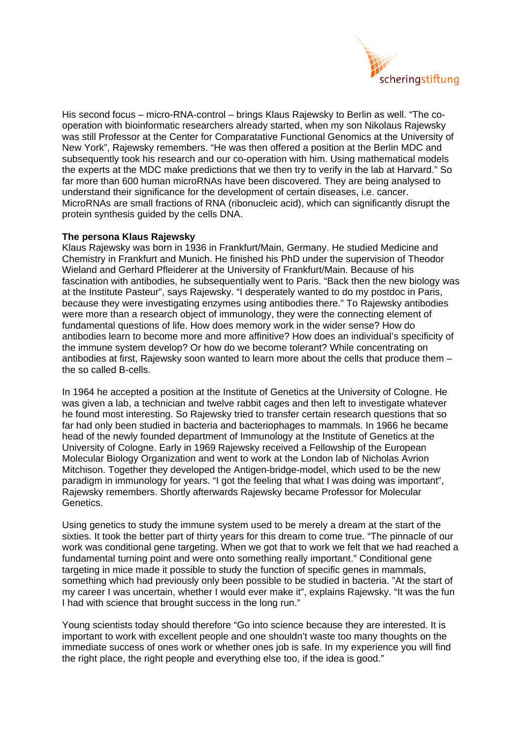His second focus – micro-RNA-control – brings Klaus Rajewsky to Berlin as well. "The co-operation with bioinformatic researchers already started, when my son Nikolaus Rajewsky was still Professor at the Center for Comparatative Functional Genomics at the University of New York", Rajewsky remembers. "He was then offered a position at the Berlin MDC and subsequently took his research and our co-operation with him. Using mathematical models the experts at the MDC make predictions that we then try to verify in the lab at Harvard." So far more than 600 human microRNAs have been discovered. They are being analysed to understand their significance for the development of certain diseases, i.e. cancer. MicroRNAs are small fractions of RNA (ribonucleic acid), which can significantly disrupt the protein synthesis guided by the cells DNA.

**The persona Klaus Rajewsky**
Klaus Rajewsky was born in 1936 in Frankfurt/Main, Germany. He studied Medicine and Chemistry in Frankfurt and Munich. He finished his PhD under the supervision of Theodor Wieland and Gerhard Pfleiderer at the University of Frankfurt/Main. Because of his fascination with antibodies, he subsequentially went to Paris. "Back then the new biology was at the Institute Pasteur", says Rajewsky. "I desperately wanted to do my postdoc in Paris, because they were investigating enzymes using antibodies there." To Rajewsky antibodies were more than a research object of immunology, they were the connecting element of fundamental questions of life. How does memory work in the wider sense? How do antibodies learn to become more and more affinitive? How does an individual's specificity of the immune system develop? Or how do we become tolerant? While concentrating on antibodies at first, Rajewsky soon wanted to learn more about the cells that produce them – the so called B-cells.

In 1964 he accepted a position at the Institute of Genetics at the University of Cologne. He was given a lab, a technician and twelve rabbit cages and then left to investigate whatever he found most interesting. So Rajewsky tried to transfer certain research questions that so far had only been studied in bacteria and bacteriophages to mammals. In 1966 he became head of the newly founded department of Immunology at the Institute of Genetics at the University of Cologne. Early in 1969 Rajewsky received a Fellowship of the European Molecular Biology Organization and went to work at the London lab of Nicholas Avrion Mitchison. Together they developed the Antigen-bridge-model, which used to be the new paradigm in immunology for years. "I got the feeling that what I was doing was important", Rajewsky remembers. Shortly afterwards Rajewsky became Professor for Molecular Genetics.

Using genetics to study the immune system used to be merely a dream at the start of the sixties. It took the better part of thirty years for this dream to come true. "The pinnacle of our work was conditional gene targeting. When we got that to work we felt that we had reached a fundamental turning point and were onto something really important." Conditional gene targeting in mice made it possible to study the function of specific genes in mammals, something which had previously only been possible to be studied in bacteria. "At the start of my career I was uncertain, whether I would ever make it", explains Rajewsky. "It was the fun I had with science that brought success in the long run."

Young scientists today should therefore "Go into science because they are interested. It is important to work with excellent people and one shouldn't waste too many thoughts on the immediate success of ones work or whether ones job is safe. In my experience you will find the right place, the right people and everything else too, if the idea is good."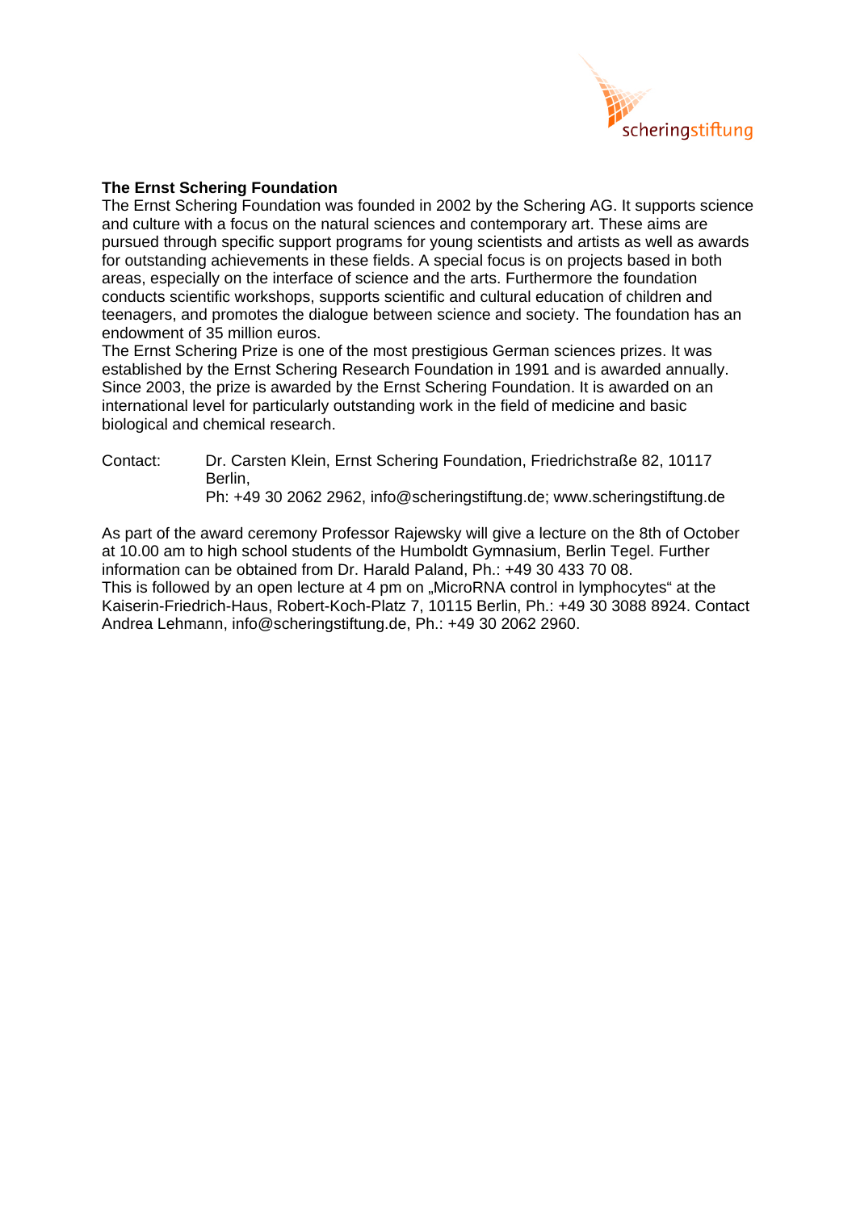**The Ernst Schering Foundation**

The Ernst Schering Foundation was founded in 2002 by the Schering AG. It supports science and culture with a focus on the natural sciences and contemporary art. These aims are pursued through specific support programs for young scientists and artists as well as awards for outstanding achievements in these fields. A special focus is on projects based in both areas, especially on the interface of science and the arts. Furthermore the foundation conducts scientific workshops, supports scientific and cultural education of children and teenagers, and promotes the dialogue between science and society. The foundation has an endowment of 35 million euros.

The Ernst Schering Prize is one of the most prestigious German sciences prizes. It was established by the Ernst Schering Research Foundation in 1991 and is awarded annually. Since 2003, the prize is awarded by the Ernst Schering Foundation. It is awarded on an international level for particularly outstanding work in the field of medicine and basic biological and chemical research.

Contact: Dr. Carsten Klein, Ernst Schering Foundation, Friedrichstraße 82, 10117 Berlin,
Ph: +49 30 2062 2962, info@scheringstiftung.de; www.scheringstiftung.de

As part of the award ceremony Professor Rajewsky will give a lecture on the 8th of October at 10.00 am to high school students of the Humboldt Gymnasium, Berlin Tegel. Further information can be obtained from Dr. Harald Paland, Ph.: +49 30 433 70 08.

This is followed by an open lecture at 4 pm on „MicroRNA control in lymphocytes“ at the Kaiserin-Friedrich-Haus, Robert-Koch-Platz 7, 10115 Berlin, Ph.: +49 30 3088 8924. Contact Andrea Lehmann, info@scheringstiftung.de, Ph.: +49 30 2062 2960.